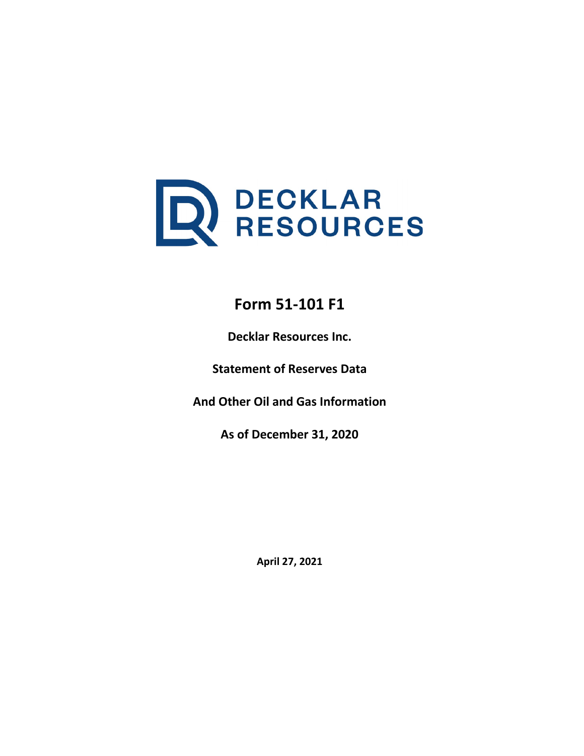DECKLAR RESOURCES

# Form 51-101 F1

**Decklar Resources Inc.**

**Statement of Reserves Data**

**And Other Oil and Gas Information**

**As of December 31, 2020**

**April 27, 2021**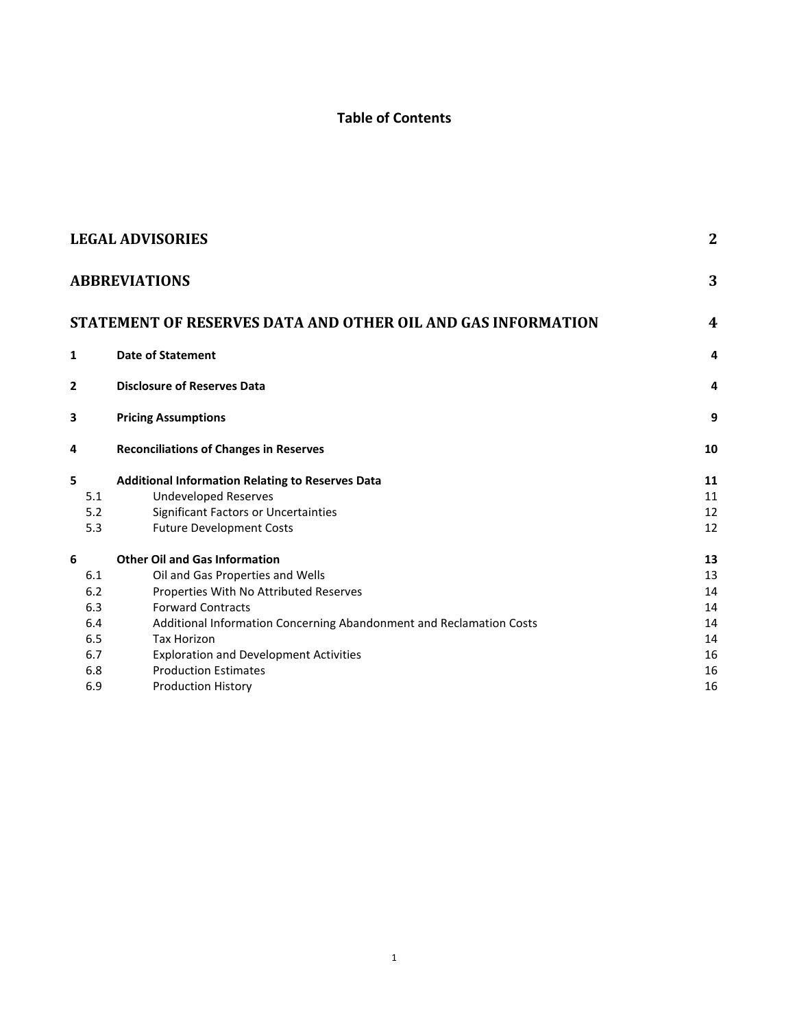# Table of Contents

| | | |
|---|---|---|
| **LEGAL ADVISORIES** | | **2** |
| **ABBREVIATIONS** | | **3** |
| **STATEMENT OF RESERVES DATA AND OTHER OIL AND GAS INFORMATION** | | **4** |
| **1** | **Date of Statement** | **4** |
| **2** | **Disclosure of Reserves Data** | **4** |
| **3** | **Pricing Assumptions** | **9** |
| **4** | **Reconciliations of Changes in Reserves** | **10** |
| **5** | **Additional Information Relating to Reserves Data** | **11** |
| 5.1 | Undeveloped Reserves | 11 |
| 5.2 | Significant Factors or Uncertainties | 12 |
| 5.3 | Future Development Costs | 12 |
| **6** | **Other Oil and Gas Information** | **13** |
| 6.1 | Oil and Gas Properties and Wells | 13 |
| 6.2 | Properties With No Attributed Reserves | 14 |
| 6.3 | Forward Contracts | 14 |
| 6.4 | Additional Information Concerning Abandonment and Reclamation Costs | 14 |
| 6.5 | Tax Horizon | 14 |
| 6.7 | Exploration and Development Activities | 16 |
| 6.8 | Production Estimates | 16 |
| 6.9 | Production History | 16 |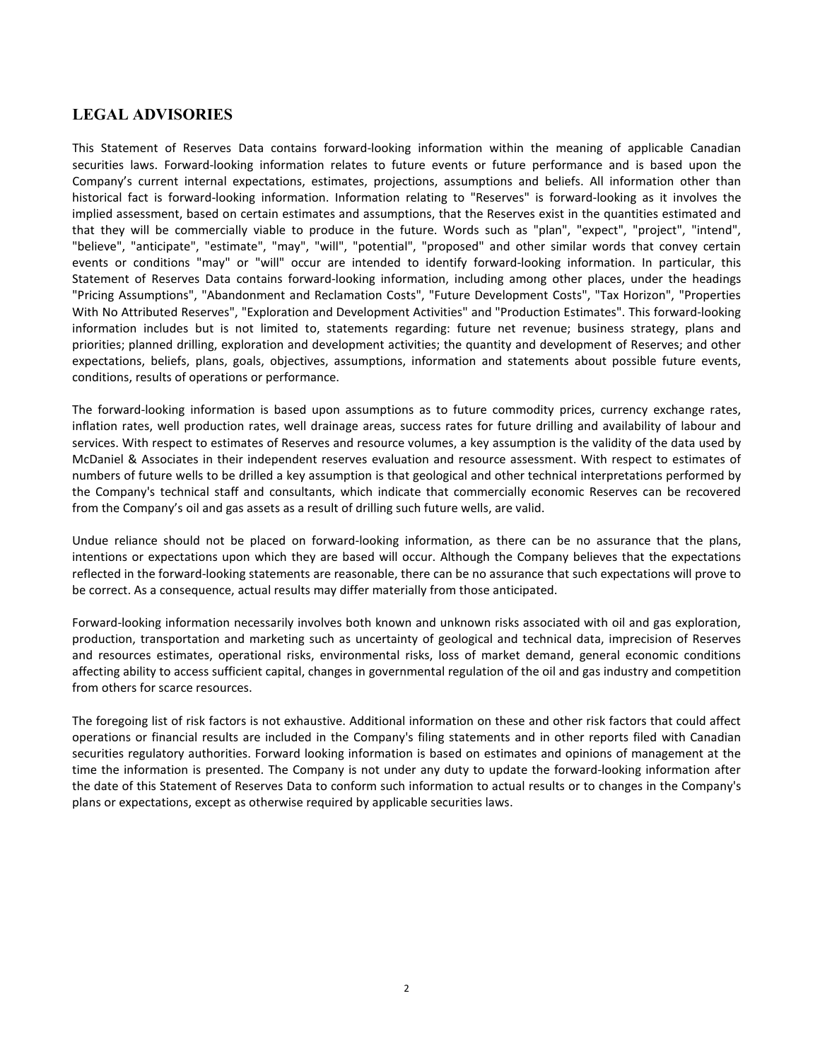## LEGAL ADVISORIES

This Statement of Reserves Data contains forward-looking information within the meaning of applicable Canadian securities laws. Forward-looking information relates to future events or future performance and is based upon the Company's current internal expectations, estimates, projections, assumptions and beliefs. All information other than historical fact is forward-looking information. Information relating to "Reserves" is forward-looking as it involves the implied assessment, based on certain estimates and assumptions, that the Reserves exist in the quantities estimated and that they will be commercially viable to produce in the future. Words such as "plan", "expect", "project", "intend", "believe", "anticipate", "estimate", "may", "will", "potential", "proposed" and other similar words that convey certain events or conditions "may" or "will" occur are intended to identify forward-looking information. In particular, this Statement of Reserves Data contains forward-looking information, including among other places, under the headings "Pricing Assumptions", "Abandonment and Reclamation Costs", "Future Development Costs", "Tax Horizon", "Properties With No Attributed Reserves", "Exploration and Development Activities" and "Production Estimates". This forward-looking information includes but is not limited to, statements regarding: future net revenue; business strategy, plans and priorities; planned drilling, exploration and development activities; the quantity and development of Reserves; and other expectations, beliefs, plans, goals, objectives, assumptions, information and statements about possible future events, conditions, results of operations or performance.

The forward-looking information is based upon assumptions as to future commodity prices, currency exchange rates, inflation rates, well production rates, well drainage areas, success rates for future drilling and availability of labour and services. With respect to estimates of Reserves and resource volumes, a key assumption is the validity of the data used by McDaniel & Associates in their independent reserves evaluation and resource assessment. With respect to estimates of numbers of future wells to be drilled a key assumption is that geological and other technical interpretations performed by the Company's technical staff and consultants, which indicate that commercially economic Reserves can be recovered from the Company's oil and gas assets as a result of drilling such future wells, are valid.

Undue reliance should not be placed on forward-looking information, as there can be no assurance that the plans, intentions or expectations upon which they are based will occur. Although the Company believes that the expectations reflected in the forward-looking statements are reasonable, there can be no assurance that such expectations will prove to be correct. As a consequence, actual results may differ materially from those anticipated.

Forward-looking information necessarily involves both known and unknown risks associated with oil and gas exploration, production, transportation and marketing such as uncertainty of geological and technical data, imprecision of Reserves and resources estimates, operational risks, environmental risks, loss of market demand, general economic conditions affecting ability to access sufficient capital, changes in governmental regulation of the oil and gas industry and competition from others for scarce resources.

The foregoing list of risk factors is not exhaustive. Additional information on these and other risk factors that could affect operations or financial results are included in the Company's filing statements and in other reports filed with Canadian securities regulatory authorities. Forward looking information is based on estimates and opinions of management at the time the information is presented. The Company is not under any duty to update the forward-looking information after the date of this Statement of Reserves Data to conform such information to actual results or to changes in the Company's plans or expectations, except as otherwise required by applicable securities laws.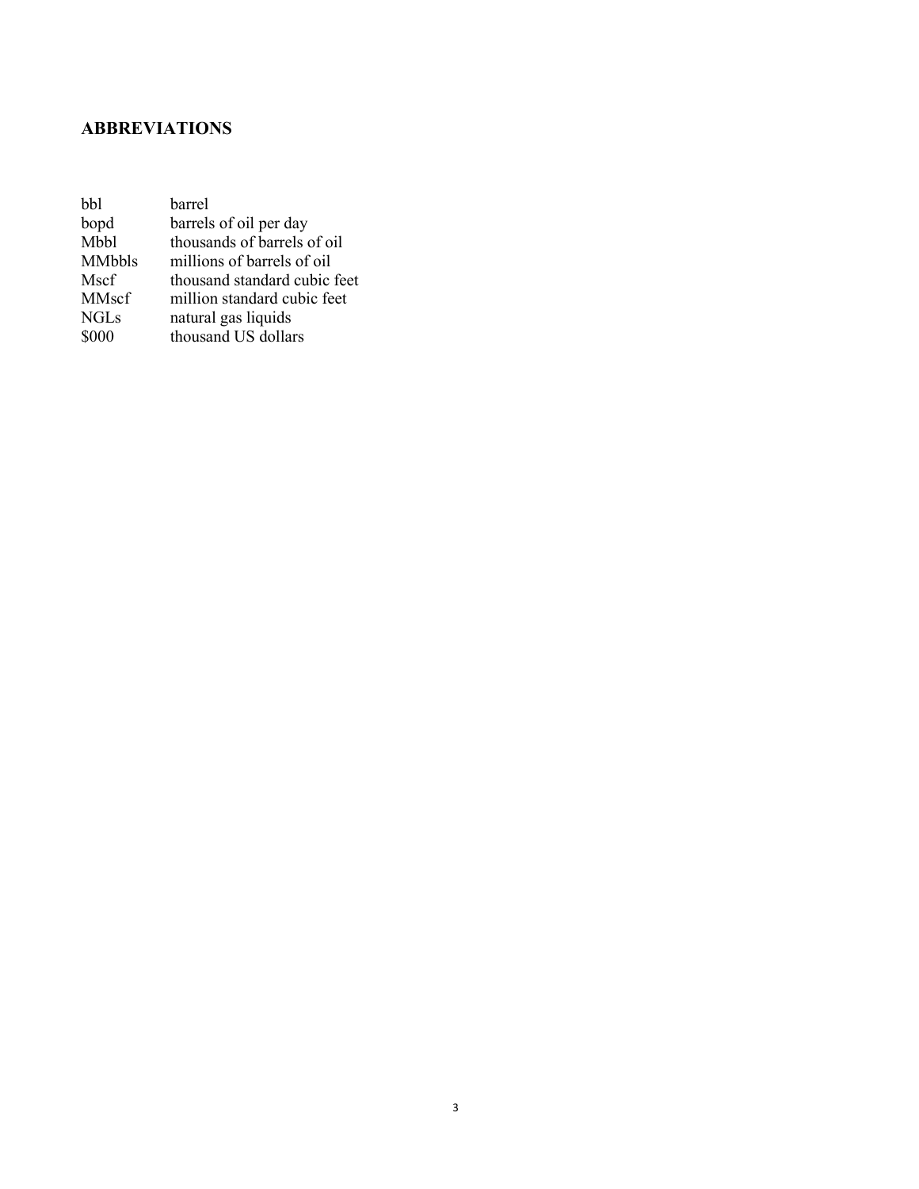## ABBREVIATIONS

| | |
|---|---|
| bbl | barrel |
| bopd | barrels of oil per day |
| Mbbl | thousands of barrels of oil |
| MMbbls | millions of barrels of oil |
| Mscf | thousand standard cubic feet |
| MMscf | million standard cubic feet |
| NGLs | natural gas liquids |
| $000 | thousand US dollars |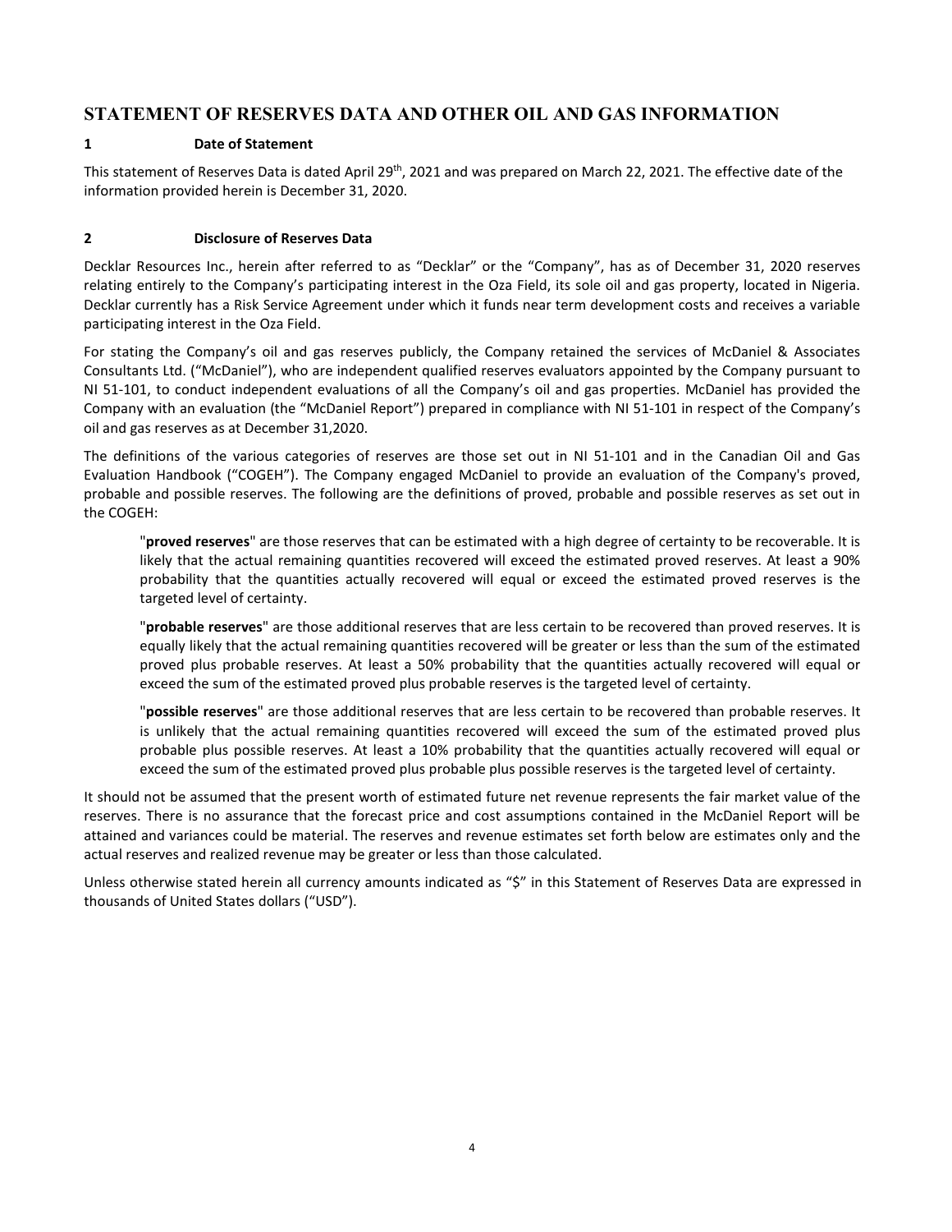# STATEMENT OF RESERVES DATA AND OTHER OIL AND GAS INFORMATION

## 1 Date of Statement

This statement of Reserves Data is dated April 29th, 2021 and was prepared on March 22, 2021. The effective date of the information provided herein is December 31, 2020.

## 2 Disclosure of Reserves Data

Decklar Resources Inc., herein after referred to as "Decklar" or the "Company", has as of December 31, 2020 reserves relating entirely to the Company's participating interest in the Oza Field, its sole oil and gas property, located in Nigeria. Decklar currently has a Risk Service Agreement under which it funds near term development costs and receives a variable participating interest in the Oza Field.

For stating the Company's oil and gas reserves publicly, the Company retained the services of McDaniel & Associates Consultants Ltd. ("McDaniel"), who are independent qualified reserves evaluators appointed by the Company pursuant to NI 51-101, to conduct independent evaluations of all the Company's oil and gas properties. McDaniel has provided the Company with an evaluation (the "McDaniel Report") prepared in compliance with NI 51-101 in respect of the Company's oil and gas reserves as at December 31,2020.

The definitions of the various categories of reserves are those set out in NI 51-101 and in the Canadian Oil and Gas Evaluation Handbook ("COGEH"). The Company engaged McDaniel to provide an evaluation of the Company's proved, probable and possible reserves. The following are the definitions of proved, probable and possible reserves as set out in the COGEH:

> "**proved reserves**" are those reserves that can be estimated with a high degree of certainty to be recoverable. It is likely that the actual remaining quantities recovered will exceed the estimated proved reserves. At least a 90% probability that the quantities actually recovered will equal or exceed the estimated proved reserves is the targeted level of certainty.
>
> "**probable reserves**" are those additional reserves that are less certain to be recovered than proved reserves. It is equally likely that the actual remaining quantities recovered will be greater or less than the sum of the estimated proved plus probable reserves. At least a 50% probability that the quantities actually recovered will equal or exceed the sum of the estimated proved plus probable reserves is the targeted level of certainty.
>
> "**possible reserves**" are those additional reserves that are less certain to be recovered than probable reserves. It is unlikely that the actual remaining quantities recovered will exceed the sum of the estimated proved plus probable plus possible reserves. At least a 10% probability that the quantities actually recovered will equal or exceed the sum of the estimated proved plus probable plus possible reserves is the targeted level of certainty.

It should not be assumed that the present worth of estimated future net revenue represents the fair market value of the reserves. There is no assurance that the forecast price and cost assumptions contained in the McDaniel Report will be attained and variances could be material. The reserves and revenue estimates set forth below are estimates only and the actual reserves and realized revenue may be greater or less than those calculated.

Unless otherwise stated herein all currency amounts indicated as "$" in this Statement of Reserves Data are expressed in thousands of United States dollars ("USD").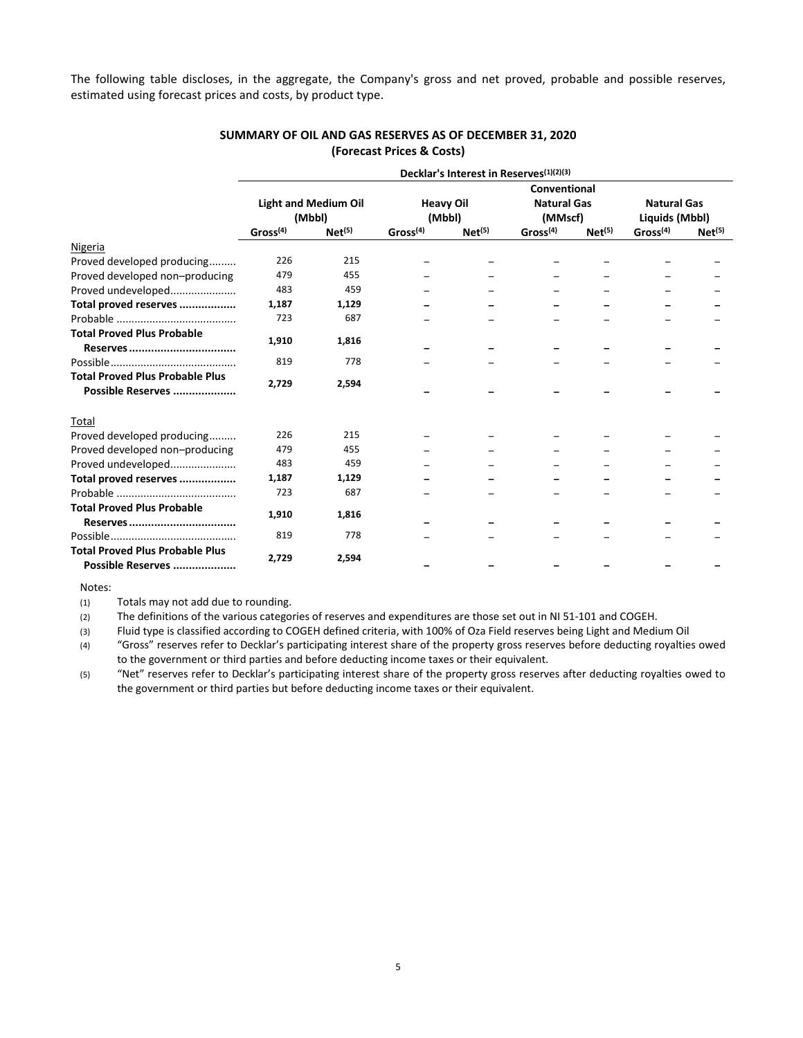The following table discloses, in the aggregate, the Company's gross and net proved, probable and possible reserves, estimated using forecast prices and costs, by product type.

**SUMMARY OF OIL AND GAS RESERVES AS OF DECEMBER 31, 2020**
**(Forecast Prices & Costs)**

| | Decklar's Interest in Reserves[(1)(2)(3)] | | | | | | | |
|---|---|---|---|---|---|---|---|---|
| | Light and Medium Oil (Mbbl) | | Heavy Oil (Mbbl) | | Conventional Natural Gas (MMscf) | | Natural Gas Liquids (Mbbl) | |
| | Gross[(4)] | Net[(5)] | Gross[(4)] | Net[(5)] | Gross[(4)] | Net[(5)] | Gross[(4)] | Net[(5)] |
| Nigeria | | | | | | | | |
| Proved developed producing......... | 226 | 215 | – | – | – | – | – | – |
| Proved developed non–producing | 479 | 455 | – | – | – | – | – | – |
| Proved undeveloped..................... | 483 | 459 | – | – | – | – | – | – |
| **Total proved reserves ..................** | **1,187** | **1,129** | **–** | **–** | **–** | **–** | **–** | **–** |
| Probable ....................................... | 723 | 687 | – | – | – | – | – | – |
| **Total Proved Plus Probable Reserves .................................** | **1,910** | **1,816** | **–** | **–** | **–** | **–** | **–** | **–** |
| Possible......................................... | 819 | 778 | – | – | – | – | – | – |
| **Total Proved Plus Probable Plus Possible Reserves ....................** | **2,729** | **2,594** | **–** | **–** | **–** | **–** | **–** | **–** |
| Total | | | | | | | | |
| Proved developed producing......... | 226 | 215 | – | – | – | – | – | – |
| Proved developed non–producing | 479 | 455 | – | – | – | – | – | – |
| Proved undeveloped..................... | 483 | 459 | – | – | – | – | – | – |
| **Total proved reserves ..................** | **1,187** | **1,129** | **–** | **–** | **–** | **–** | **–** | **–** |
| Probable ....................................... | 723 | 687 | – | – | – | – | – | – |
| **Total Proved Plus Probable Reserves .................................** | **1,910** | **1,816** | **–** | **–** | **–** | **–** | **–** | **–** |
| Possible......................................... | 819 | 778 | – | – | – | – | – | – |
| **Total Proved Plus Probable Plus Possible Reserves ....................** | **2,729** | **2,594** | **–** | **–** | **–** | **–** | **–** | **–** |

Notes:

(1) Totals may not add due to rounding.

(2) The definitions of the various categories of reserves and expenditures are those set out in NI 51-101 and COGEH.

(3) Fluid type is classified according to COGEH defined criteria, with 100% of Oza Field reserves being Light and Medium Oil

(4) "Gross" reserves refer to Decklar's participating interest share of the property gross reserves before deducting royalties owed to the government or third parties and before deducting income taxes or their equivalent.

(5) "Net" reserves refer to Decklar's participating interest share of the property gross reserves after deducting royalties owed to the government or third parties but before deducting income taxes or their equivalent.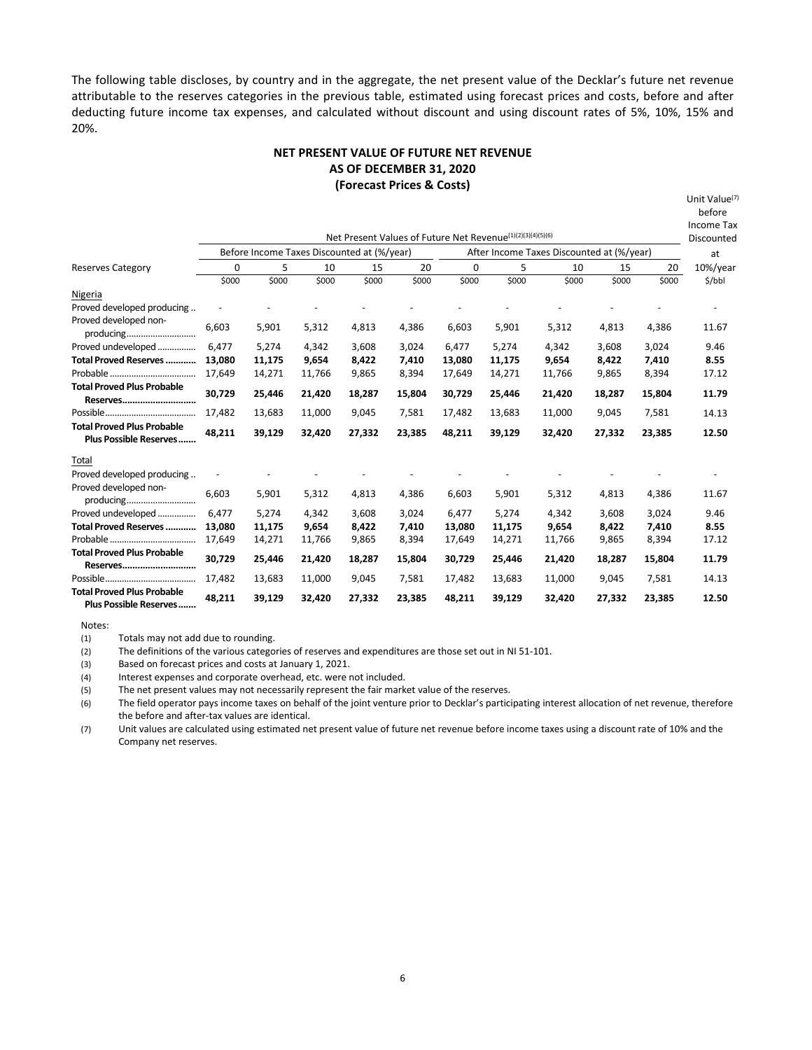The following table discloses, by country and in the aggregate, the net present value of the Decklar's future net revenue attributable to the reserves categories in the previous table, estimated using forecast prices and costs, before and after deducting future income tax expenses, and calculated without discount and using discount rates of 5%, 10%, 15% and 20%.

**NET PRESENT VALUE OF FUTURE NET REVENUE**
**AS OF DECEMBER 31, 2020**
**(Forecast Prices & Costs)**

| | Net Present Values of Future Net Revenue[(1)(2)(3)(4)(5)(6)] | | | | | | | | | | Unit Value[(7)] before Income Tax Discounted |
|---|---|---|---|---|---|---|---|---|---|---|---|
| | Before Income Taxes Discounted at (%/year) | | | | | After Income Taxes Discounted at (%/year) | | | | | at |
| Reserves Category | 0 | 5 | 10 | 15 | 20 | 0 | 5 | 10 | 15 | 20 | 10%/year |
| | $000 | $000 | $000 | $000 | $000 | $000 | $000 | $000 | $000 | $000 | $/bbl |
| Nigeria | | | | | | | | | | | |
| Proved developed producing | - | - | - | - | - | - | - | - | - | - | - |
| Proved developed non-producing | 6,603 | 5,901 | 5,312 | 4,813 | 4,386 | 6,603 | 5,901 | 5,312 | 4,813 | 4,386 | 11.67 |
| Proved undeveloped | 6,477 | 5,274 | 4,342 | 3,608 | 3,024 | 6,477 | 5,274 | 4,342 | 3,608 | 3,024 | 9.46 |
| **Total Proved Reserves** | **13,080** | **11,175** | **9,654** | **8,422** | **7,410** | **13,080** | **11,175** | **9,654** | **8,422** | **7,410** | **8.55** |
| Probable | 17,649 | 14,271 | 11,766 | 9,865 | 8,394 | 17,649 | 14,271 | 11,766 | 9,865 | 8,394 | 17.12 |
| **Total Proved Plus Probable Reserves** | **30,729** | **25,446** | **21,420** | **18,287** | **15,804** | **30,729** | **25,446** | **21,420** | **18,287** | **15,804** | **11.79** |
| Possible | 17,482 | 13,683 | 11,000 | 9,045 | 7,581 | 17,482 | 13,683 | 11,000 | 9,045 | 7,581 | 14.13 |
| **Total Proved Plus Probable Plus Possible Reserves** | **48,211** | **39,129** | **32,420** | **27,332** | **23,385** | **48,211** | **39,129** | **32,420** | **27,332** | **23,385** | **12.50** |
| Total | | | | | | | | | | | |
| Proved developed producing | - | - | - | - | - | - | - | - | - | - | - |
| Proved developed non-producing | 6,603 | 5,901 | 5,312 | 4,813 | 4,386 | 6,603 | 5,901 | 5,312 | 4,813 | 4,386 | 11.67 |
| Proved undeveloped | 6,477 | 5,274 | 4,342 | 3,608 | 3,024 | 6,477 | 5,274 | 4,342 | 3,608 | 3,024 | 9.46 |
| **Total Proved Reserves** | **13,080** | **11,175** | **9,654** | **8,422** | **7,410** | **13,080** | **11,175** | **9,654** | **8,422** | **7,410** | **8.55** |
| Probable | 17,649 | 14,271 | 11,766 | 9,865 | 8,394 | 17,649 | 14,271 | 11,766 | 9,865 | 8,394 | 17.12 |
| **Total Proved Plus Probable Reserves** | **30,729** | **25,446** | **21,420** | **18,287** | **15,804** | **30,729** | **25,446** | **21,420** | **18,287** | **15,804** | **11.79** |
| Possible | 17,482 | 13,683 | 11,000 | 9,045 | 7,581 | 17,482 | 13,683 | 11,000 | 9,045 | 7,581 | 14.13 |
| **Total Proved Plus Probable Plus Possible Reserves** | **48,211** | **39,129** | **32,420** | **27,332** | **23,385** | **48,211** | **39,129** | **32,420** | **27,332** | **23,385** | **12.50** |

Notes:

(1) Totals may not add due to rounding.

(2) The definitions of the various categories of reserves and expenditures are those set out in NI 51-101.

(3) Based on forecast prices and costs at January 1, 2021.

(4) Interest expenses and corporate overhead, etc. were not included.

(5) The net present values may not necessarily represent the fair market value of the reserves.

(6) The field operator pays income taxes on behalf of the joint venture prior to Decklar's participating interest allocation of net revenue, therefore the before and after-tax values are identical.

(7) Unit values are calculated using estimated net present value of future net revenue before income taxes using a discount rate of 10% and the Company net reserves.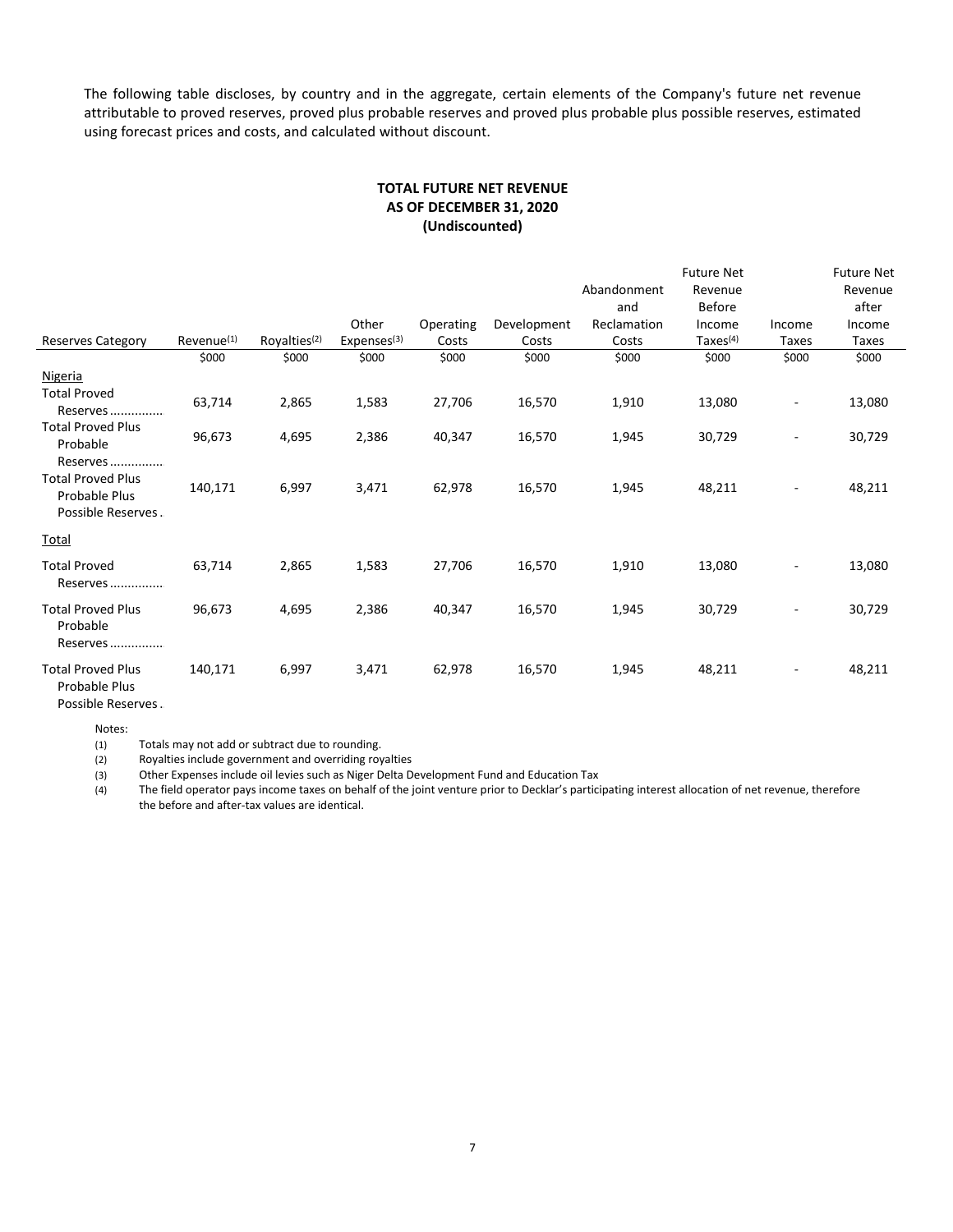The following table discloses, by country and in the aggregate, certain elements of the Company's future net revenue attributable to proved reserves, proved plus probable reserves and proved plus probable plus possible reserves, estimated using forecast prices and costs, and calculated without discount.

**TOTAL FUTURE NET REVENUE**
**AS OF DECEMBER 31, 2020**
**(Undiscounted)**

| Reserves Category | Revenue[(1)] | Royalties[(2)] | Other Expenses[(3)] | Operating Costs | Development Costs | Abandonment and Reclamation Costs | Future Net Revenue Before Income Taxes[(4)] | Income Taxes | Future Net Revenue after Income Taxes |
|---|---|---|---|---|---|---|---|---|---|
| | $000 | $000 | $000 | $000 | $000 | $000 | $000 | $000 | $000 |
| Nigeria | | | | | | | | | |
| Total Proved Reserves............... | 63,714 | 2,865 | 1,583 | 27,706 | 16,570 | 1,910 | 13,080 | - | 13,080 |
| Total Proved Plus Probable Reserves............... | 96,673 | 4,695 | 2,386 | 40,347 | 16,570 | 1,945 | 30,729 | - | 30,729 |
| Total Proved Plus Probable Plus Possible Reserves. | 140,171 | 6,997 | 3,471 | 62,978 | 16,570 | 1,945 | 48,211 | - | 48,211 |
| Total | | | | | | | | | |
| Total Proved Reserves............... | 63,714 | 2,865 | 1,583 | 27,706 | 16,570 | 1,910 | 13,080 | - | 13,080 |
| Total Proved Plus Probable Reserves............... | 96,673 | 4,695 | 2,386 | 40,347 | 16,570 | 1,945 | 30,729 | - | 30,729 |
| Total Proved Plus Probable Plus Possible Reserves. | 140,171 | 6,997 | 3,471 | 62,978 | 16,570 | 1,945 | 48,211 | - | 48,211 |

Notes:

(1) Totals may not add or subtract due to rounding.

(2) Royalties include government and overriding royalties

(3) Other Expenses include oil levies such as Niger Delta Development Fund and Education Tax

(4) The field operator pays income taxes on behalf of the joint venture prior to Decklar's participating interest allocation of net revenue, therefore the before and after-tax values are identical.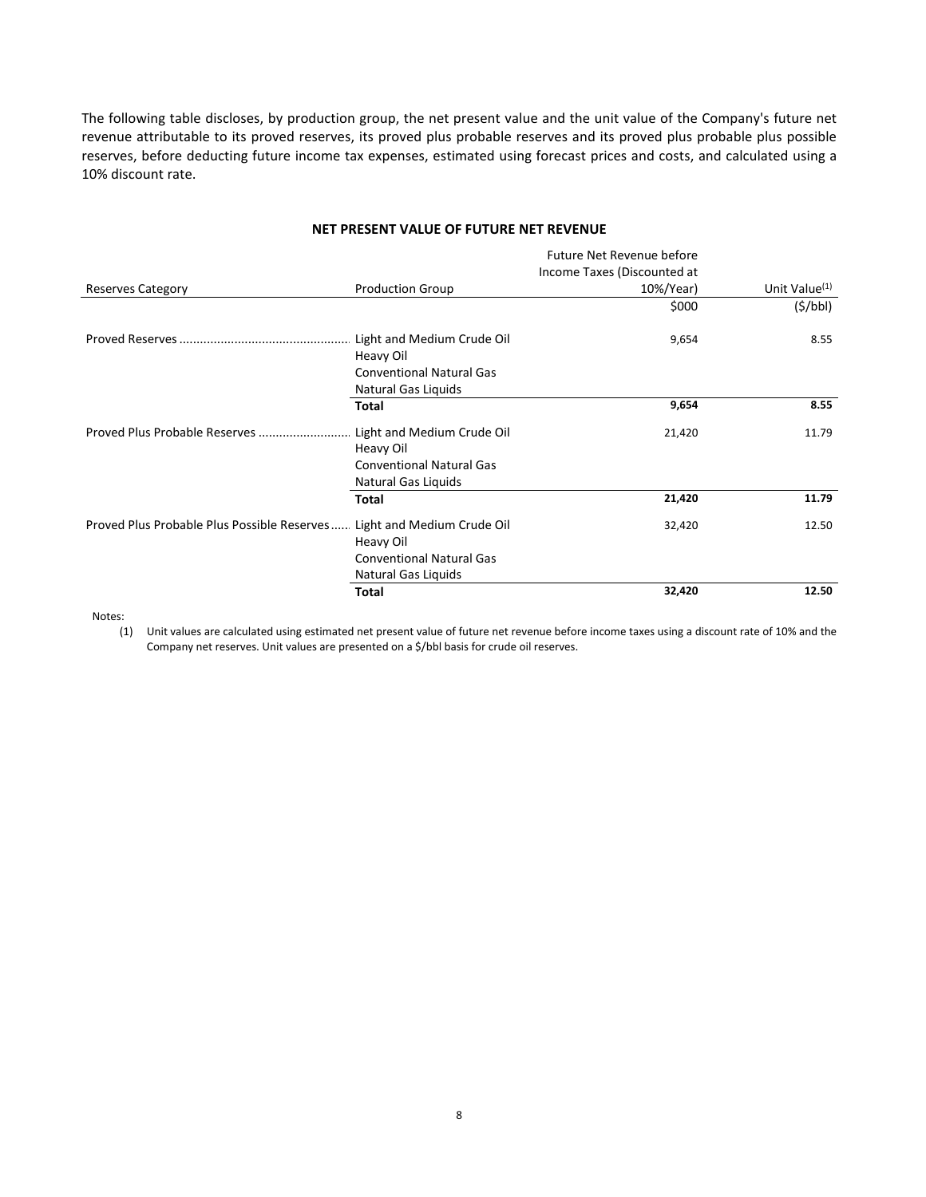The following table discloses, by production group, the net present value and the unit value of the Company's future net revenue attributable to its proved reserves, its proved plus probable reserves and its proved plus probable plus possible reserves, before deducting future income tax expenses, estimated using forecast prices and costs, and calculated using a 10% discount rate.

**NET PRESENT VALUE OF FUTURE NET REVENUE**

| Reserves Category | Production Group | Future Net Revenue before Income Taxes (Discounted at 10%/Year) | Unit Value(1) |
|---|---|---|---|
| | | $000 | ($/bbl) |
| Proved Reserves | Light and Medium Crude Oil | 9,654 | 8.55 |
| | Heavy Oil | | |
| | Conventional Natural Gas | | |
| | Natural Gas Liquids | | |
| | **Total** | **9,654** | **8.55** |
| Proved Plus Probable Reserves | Light and Medium Crude Oil | 21,420 | 11.79 |
| | Heavy Oil | | |
| | Conventional Natural Gas | | |
| | Natural Gas Liquids | | |
| | **Total** | **21,420** | **11.79** |
| Proved Plus Probable Plus Possible Reserves | Light and Medium Crude Oil | 32,420 | 12.50 |
| | Heavy Oil | | |
| | Conventional Natural Gas | | |
| | Natural Gas Liquids | | |
| | **Total** | **32,420** | **12.50** |

Notes:

(1) Unit values are calculated using estimated net present value of future net revenue before income taxes using a discount rate of 10% and the Company net reserves. Unit values are presented on a $/bbl basis for crude oil reserves.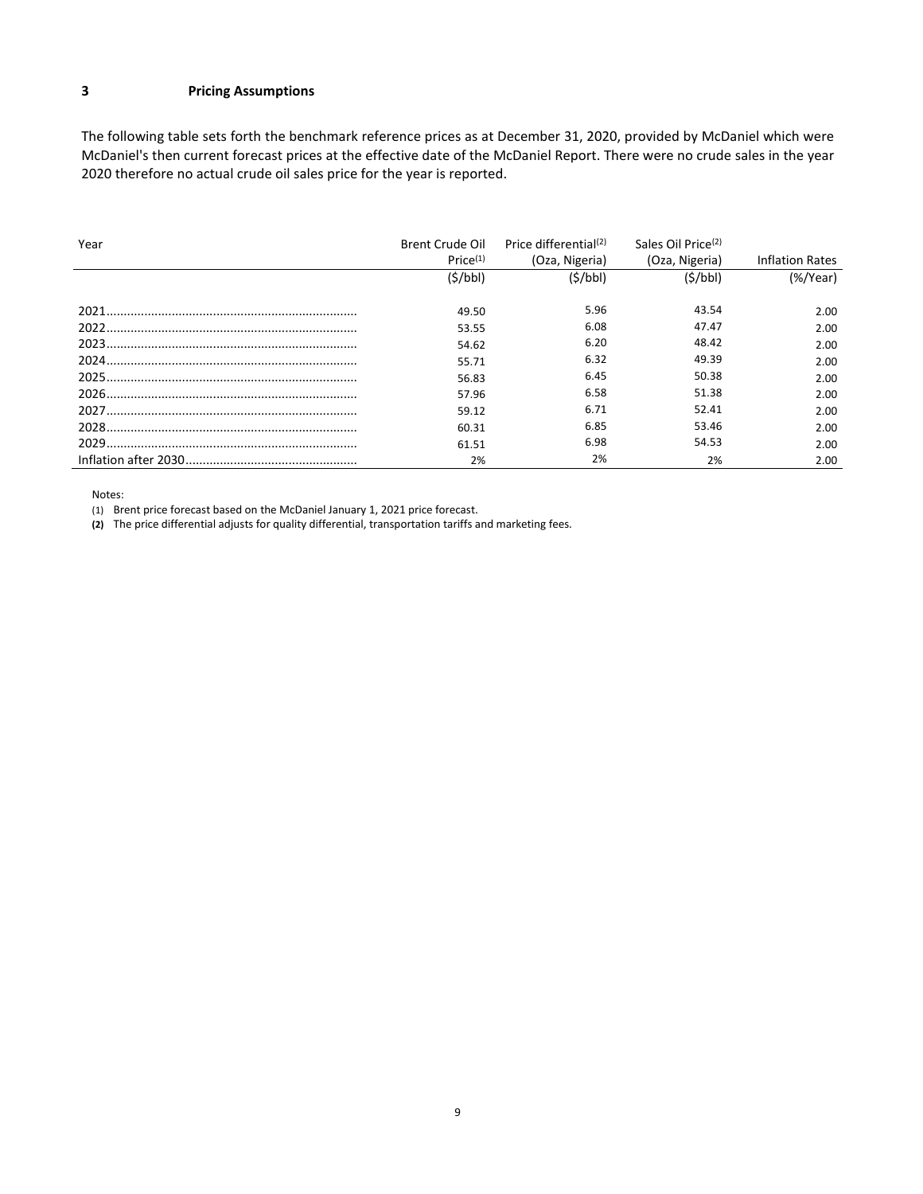## 3 Pricing Assumptions

The following table sets forth the benchmark reference prices as at December 31, 2020, provided by McDaniel which were McDaniel's then current forecast prices at the effective date of the McDaniel Report. There were no crude sales in the year 2020 therefore no actual crude oil sales price for the year is reported.

| Year | Brent Crude Oil Price[(1)] | Price differential[(2)] (Oza, Nigeria) | Sales Oil Price[(2)] (Oza, Nigeria) | Inflation Rates |
|---|---|---|---|---|
| | ($/bbl) | ($/bbl) | ($/bbl) | (%/Year) |
| 2021 | 49.50 | 5.96 | 43.54 | 2.00 |
| 2022 | 53.55 | 6.08 | 47.47 | 2.00 |
| 2023 | 54.62 | 6.20 | 48.42 | 2.00 |
| 2024 | 55.71 | 6.32 | 49.39 | 2.00 |
| 2025 | 56.83 | 6.45 | 50.38 | 2.00 |
| 2026 | 57.96 | 6.58 | 51.38 | 2.00 |
| 2027 | 59.12 | 6.71 | 52.41 | 2.00 |
| 2028 | 60.31 | 6.85 | 53.46 | 2.00 |
| 2029 | 61.51 | 6.98 | 54.53 | 2.00 |
| Inflation after 2030 | 2% | 2% | 2% | 2.00 |

Notes:

(1) Brent price forecast based on the McDaniel January 1, 2021 price forecast.

**(2)** The price differential adjusts for quality differential, transportation tariffs and marketing fees.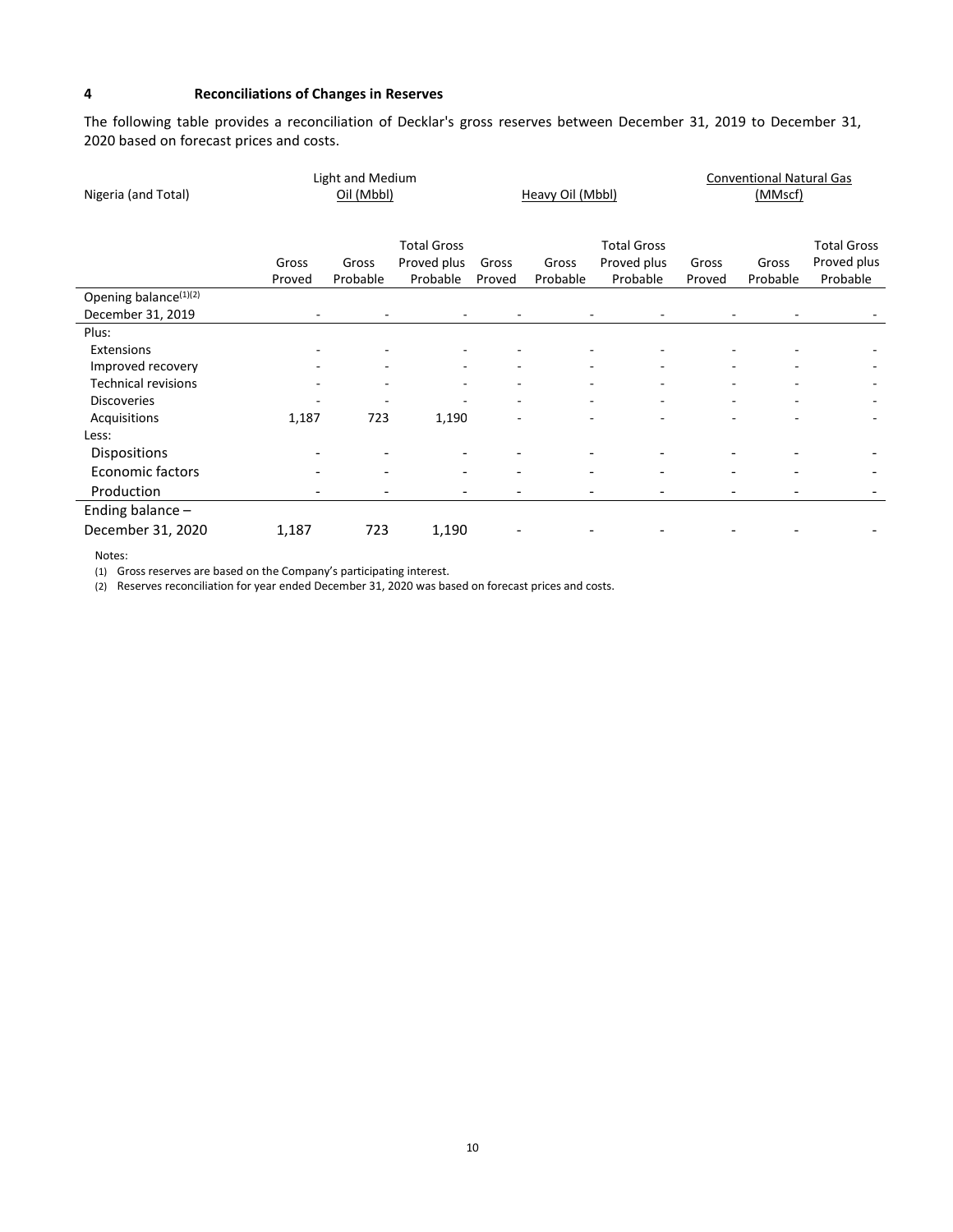## 4 Reconciliations of Changes in Reserves

The following table provides a reconciliation of Decklar's gross reserves between December 31, 2019 to December 31, 2020 based on forecast prices and costs.

| Nigeria (and Total) | Light and Medium Oil (Mbbl) | | | Heavy Oil (Mbbl) | | | Conventional Natural Gas (MMscf) | | |
|---|---|---|---|---|---|---|---|---|---|
| | Gross Proved | Gross Probable | Total Gross Proved plus Probable | Gross Proved | Gross Probable | Total Gross Proved plus Probable | Gross Proved | Gross Probable | Total Gross Proved plus Probable |
| Opening balance[(1)(2)] December 31, 2019 | - | - | - | - | - | - | - | - | - |
| Plus: | | | | | | | | | |
| Extensions | - | - | - | - | - | - | - | - | - |
| Improved recovery | - | - | - | - | - | - | - | - | - |
| Technical revisions | - | - | - | - | - | - | - | - | - |
| Discoveries | - | - | - | - | - | - | - | - | - |
| Acquisitions | 1,187 | 723 | 1,190 | - | - | - | - | - | - |
| Less: | | | | | | | | | |
| Dispositions | - | - | - | - | - | - | - | - | - |
| Economic factors | - | - | - | - | - | - | - | - | - |
| Production | - | - | - | - | - | - | - | - | - |
| Ending balance – December 31, 2020 | 1,187 | 723 | 1,190 | - | - | - | - | - | - |

Notes:

(1) Gross reserves are based on the Company's participating interest.

(2) Reserves reconciliation for year ended December 31, 2020 was based on forecast prices and costs.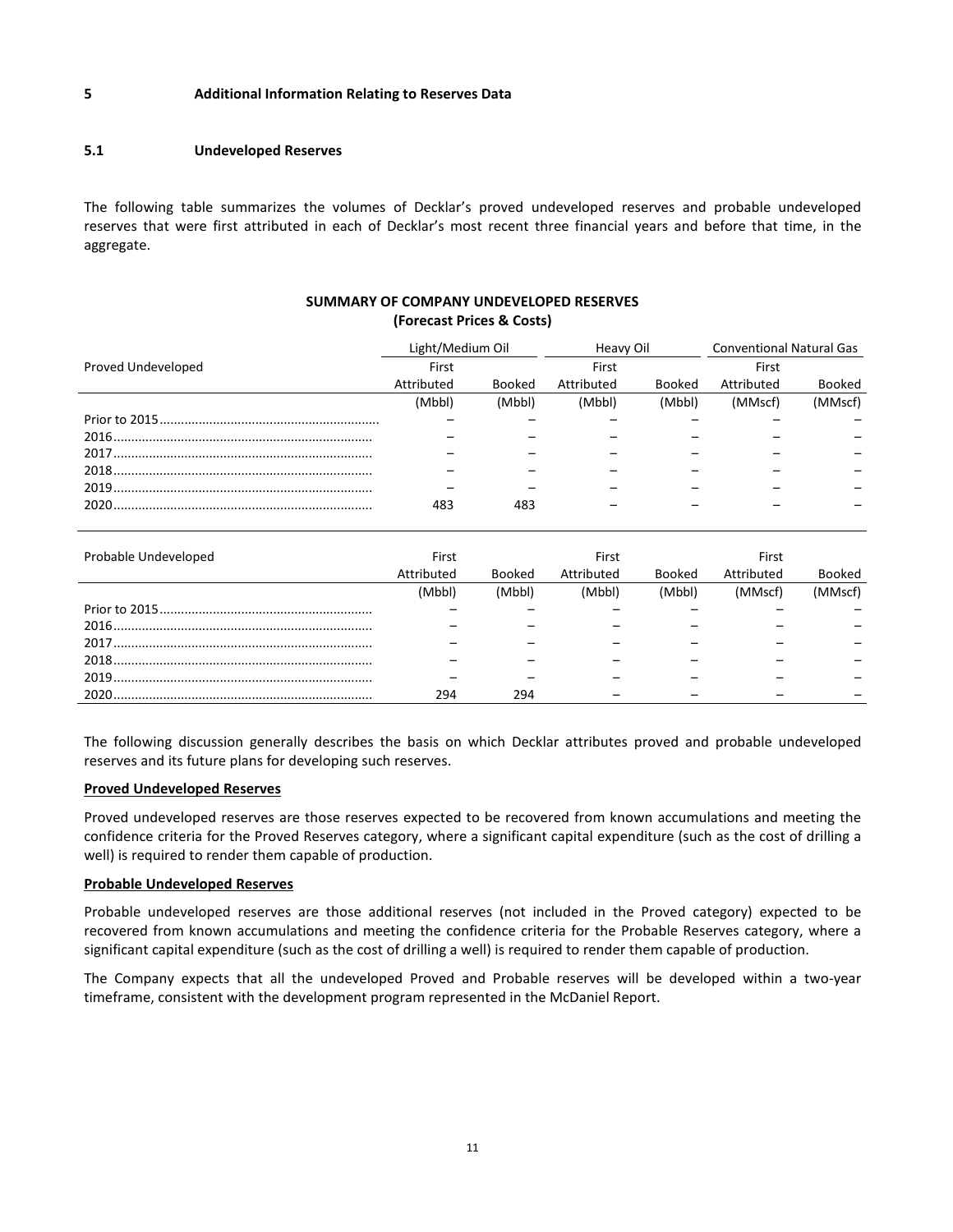## 5 Additional Information Relating to Reserves Data

### 5.1 Undeveloped Reserves

The following table summarizes the volumes of Decklar's proved undeveloped reserves and probable undeveloped reserves that were first attributed in each of Decklar's most recent three financial years and before that time, in the aggregate.

**SUMMARY OF COMPANY UNDEVELOPED RESERVES**
**(Forecast Prices & Costs)**

| | Light/Medium Oil | | Heavy Oil | | Conventional Natural Gas | |
|---|---|---|---|---|---|---|
| Proved Undeveloped | First Attributed | Booked | First Attributed | Booked | First Attributed | Booked |
| | (Mbbl) | (Mbbl) | (Mbbl) | (Mbbl) | (MMscf) | (MMscf) |
| Prior to 2015 | – | – | – | – | – | – |
| 2016 | – | – | – | – | – | – |
| 2017 | – | – | – | – | – | – |
| 2018 | – | – | – | – | – | – |
| 2019 | – | – | – | – | – | – |
| 2020 | 483 | 483 | – | – | – | – |

| Probable Undeveloped | First Attributed | Booked | First Attributed | Booked | First Attributed | Booked |
|---|---|---|---|---|---|---|
| | (Mbbl) | (Mbbl) | (Mbbl) | (Mbbl) | (MMscf) | (MMscf) |
| Prior to 2015 | – | – | – | – | – | – |
| 2016 | – | – | – | – | – | – |
| 2017 | – | – | – | – | – | – |
| 2018 | – | – | – | – | – | – |
| 2019 | – | – | – | – | – | – |
| 2020 | 294 | 294 | – | – | – | – |

The following discussion generally describes the basis on which Decklar attributes proved and probable undeveloped reserves and its future plans for developing such reserves.

**Proved Undeveloped Reserves**

Proved undeveloped reserves are those reserves expected to be recovered from known accumulations and meeting the confidence criteria for the Proved Reserves category, where a significant capital expenditure (such as the cost of drilling a well) is required to render them capable of production.

**Probable Undeveloped Reserves**

Probable undeveloped reserves are those additional reserves (not included in the Proved category) expected to be recovered from known accumulations and meeting the confidence criteria for the Probable Reserves category, where a significant capital expenditure (such as the cost of drilling a well) is required to render them capable of production.

The Company expects that all the undeveloped Proved and Probable reserves will be developed within a two-year timeframe, consistent with the development program represented in the McDaniel Report.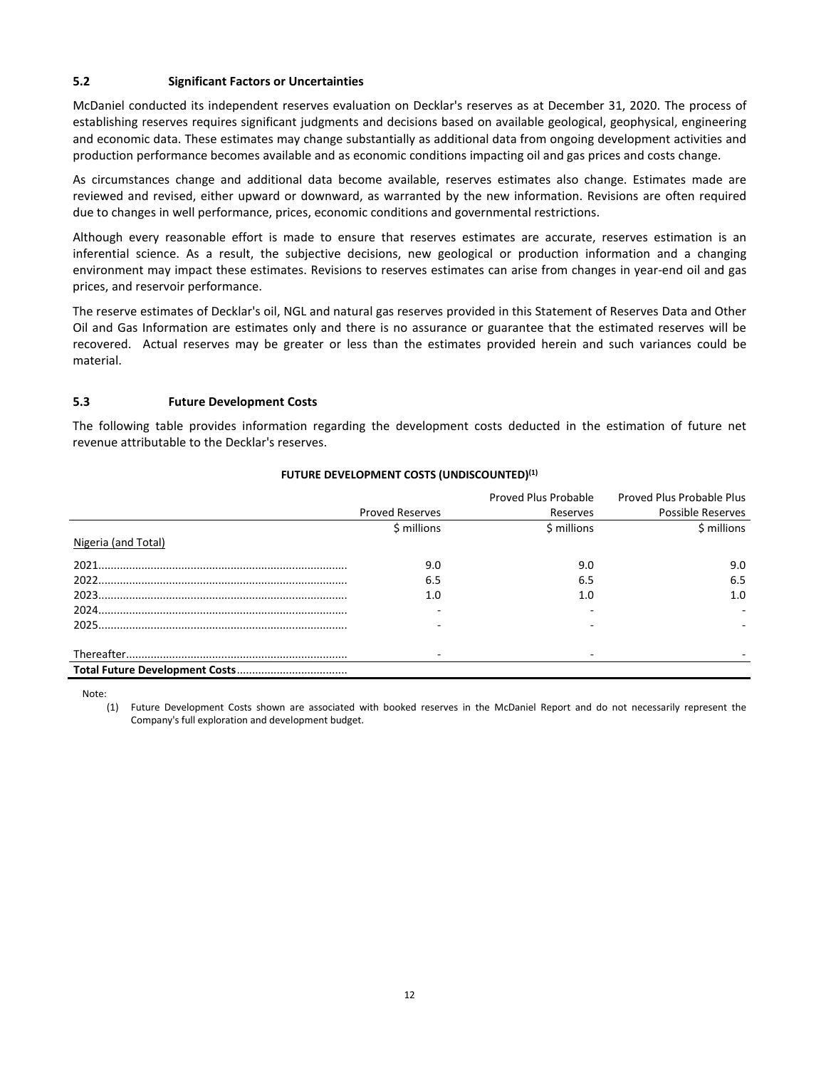### 5.2 Significant Factors or Uncertainties

McDaniel conducted its independent reserves evaluation on Decklar's reserves as at December 31, 2020. The process of establishing reserves requires significant judgments and decisions based on available geological, geophysical, engineering and economic data. These estimates may change substantially as additional data from ongoing development activities and production performance becomes available and as economic conditions impacting oil and gas prices and costs change.

As circumstances change and additional data become available, reserves estimates also change. Estimates made are reviewed and revised, either upward or downward, as warranted by the new information. Revisions are often required due to changes in well performance, prices, economic conditions and governmental restrictions.

Although every reasonable effort is made to ensure that reserves estimates are accurate, reserves estimation is an inferential science. As a result, the subjective decisions, new geological or production information and a changing environment may impact these estimates. Revisions to reserves estimates can arise from changes in year-end oil and gas prices, and reservoir performance.

The reserve estimates of Decklar's oil, NGL and natural gas reserves provided in this Statement of Reserves Data and Other Oil and Gas Information are estimates only and there is no assurance or guarantee that the estimated reserves will be recovered. Actual reserves may be greater or less than the estimates provided herein and such variances could be material.

### 5.3 Future Development Costs

The following table provides information regarding the development costs deducted in the estimation of future net revenue attributable to the Decklar's reserves.

**FUTURE DEVELOPMENT COSTS (UNDISCOUNTED)[1]**

| | Proved Reserves | Proved Plus Probable Reserves | Proved Plus Probable Plus Possible Reserves |
|---|---|---|---|
| | $ millions | $ millions | $ millions |
| Nigeria (and Total) | | | |
| 2021 | 9.0 | 9.0 | 9.0 |
| 2022 | 6.5 | 6.5 | 6.5 |
| 2023 | 1.0 | 1.0 | 1.0 |
| 2024 | - | - | - |
| 2025 | - | - | - |
| Thereafter | - | - | - |
| **Total Future Development Costs** | | | |

Note:

(1) Future Development Costs shown are associated with booked reserves in the McDaniel Report and do not necessarily represent the Company's full exploration and development budget.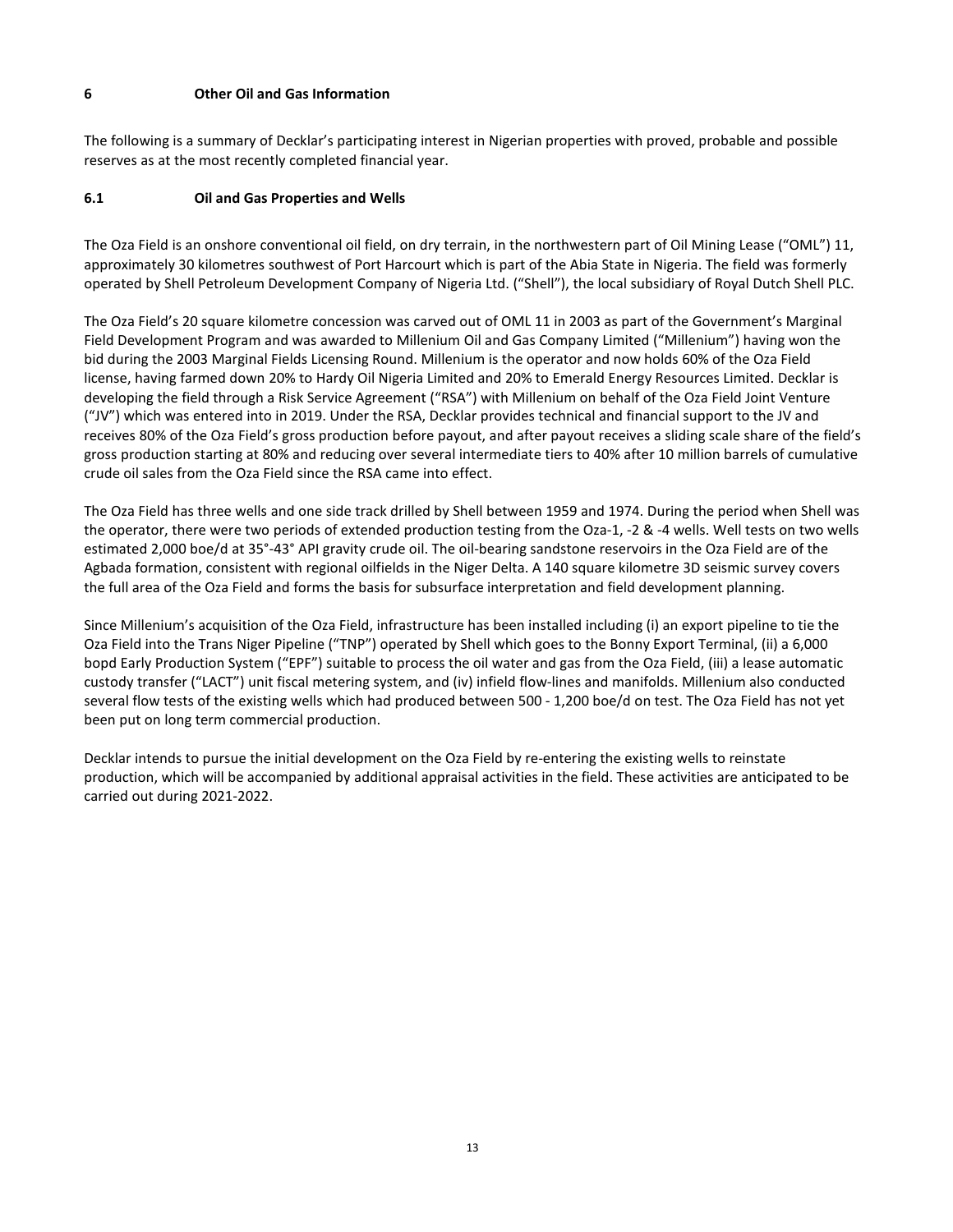## 6 Other Oil and Gas Information

The following is a summary of Decklar's participating interest in Nigerian properties with proved, probable and possible reserves as at the most recently completed financial year.

### 6.1 Oil and Gas Properties and Wells

The Oza Field is an onshore conventional oil field, on dry terrain, in the northwestern part of Oil Mining Lease ("OML") 11, approximately 30 kilometres southwest of Port Harcourt which is part of the Abia State in Nigeria. The field was formerly operated by Shell Petroleum Development Company of Nigeria Ltd. ("Shell"), the local subsidiary of Royal Dutch Shell PLC.

The Oza Field's 20 square kilometre concession was carved out of OML 11 in 2003 as part of the Government's Marginal Field Development Program and was awarded to Millenium Oil and Gas Company Limited ("Millenium") having won the bid during the 2003 Marginal Fields Licensing Round. Millenium is the operator and now holds 60% of the Oza Field license, having farmed down 20% to Hardy Oil Nigeria Limited and 20% to Emerald Energy Resources Limited. Decklar is developing the field through a Risk Service Agreement ("RSA") with Millenium on behalf of the Oza Field Joint Venture ("JV") which was entered into in 2019. Under the RSA, Decklar provides technical and financial support to the JV and receives 80% of the Oza Field's gross production before payout, and after payout receives a sliding scale share of the field's gross production starting at 80% and reducing over several intermediate tiers to 40% after 10 million barrels of cumulative crude oil sales from the Oza Field since the RSA came into effect.

The Oza Field has three wells and one side track drilled by Shell between 1959 and 1974. During the period when Shell was the operator, there were two periods of extended production testing from the Oza-1, -2 & -4 wells. Well tests on two wells estimated 2,000 boe/d at 35°-43° API gravity crude oil. The oil-bearing sandstone reservoirs in the Oza Field are of the Agbada formation, consistent with regional oilfields in the Niger Delta. A 140 square kilometre 3D seismic survey covers the full area of the Oza Field and forms the basis for subsurface interpretation and field development planning.

Since Millenium's acquisition of the Oza Field, infrastructure has been installed including (i) an export pipeline to tie the Oza Field into the Trans Niger Pipeline ("TNP") operated by Shell which goes to the Bonny Export Terminal, (ii) a 6,000 bopd Early Production System ("EPF") suitable to process the oil water and gas from the Oza Field, (iii) a lease automatic custody transfer ("LACT") unit fiscal metering system, and (iv) infield flow-lines and manifolds. Millenium also conducted several flow tests of the existing wells which had produced between 500 - 1,200 boe/d on test. The Oza Field has not yet been put on long term commercial production.

Decklar intends to pursue the initial development on the Oza Field by re-entering the existing wells to reinstate production, which will be accompanied by additional appraisal activities in the field. These activities are anticipated to be carried out during 2021-2022.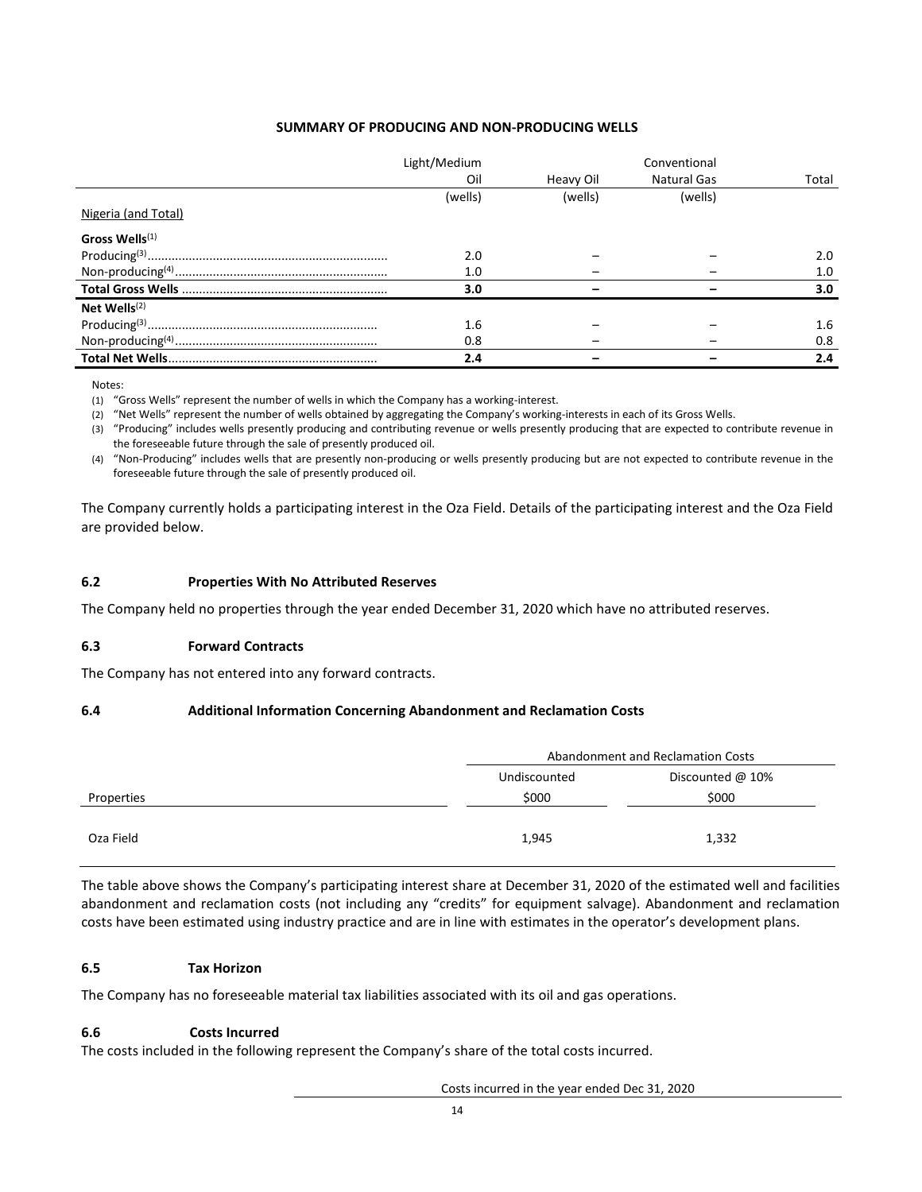**SUMMARY OF PRODUCING AND NON-PRODUCING WELLS**

| | Light/Medium Oil | Heavy Oil | Conventional Natural Gas | Total |
|---|---|---|---|---|
| | (wells) | (wells) | (wells) | |
| Nigeria (and Total) | | | | |
| **Gross Wells**[1] | | | | |
| Producing[3] | 2.0 | – | – | 2.0 |
| Non-producing[4] | 1.0 | – | – | 1.0 |
| **Total Gross Wells** | **3.0** | **–** | **–** | **3.0** |
| **Net Wells**[2] | | | | |
| Producing[3] | 1.6 | – | – | 1.6 |
| Non-producing[4] | 0.8 | – | – | 0.8 |
| **Total Net Wells** | **2.4** | **–** | **–** | **2.4** |

Notes:

(1) "Gross Wells" represent the number of wells in which the Company has a working-interest.

(2) "Net Wells" represent the number of wells obtained by aggregating the Company's working-interests in each of its Gross Wells.

(3) "Producing" includes wells presently producing and contributing revenue or wells presently producing that are expected to contribute revenue in the foreseeable future through the sale of presently produced oil.

(4) "Non-Producing" includes wells that are presently non-producing or wells presently producing but are not expected to contribute revenue in the foreseeable future through the sale of presently produced oil.

The Company currently holds a participating interest in the Oza Field. Details of the participating interest and the Oza Field are provided below.

### 6.2 Properties With No Attributed Reserves

The Company held no properties through the year ended December 31, 2020 which have no attributed reserves.

### 6.3 Forward Contracts

The Company has not entered into any forward contracts.

### 6.4 Additional Information Concerning Abandonment and Reclamation Costs

| | Abandonment and Reclamation Costs | |
|---|---|---|
| | Undiscounted | Discounted @ 10% |
| Properties | $000 | $000 |
| Oza Field | 1,945 | 1,332 |

The table above shows the Company's participating interest share at December 31, 2020 of the estimated well and facilities abandonment and reclamation costs (not including any "credits" for equipment salvage). Abandonment and reclamation costs have been estimated using industry practice and are in line with estimates in the operator's development plans.

### 6.5 Tax Horizon

The Company has no foreseeable material tax liabilities associated with its oil and gas operations.

### 6.6 Costs Incurred

The costs included in the following represent the Company's share of the total costs incurred.

Costs incurred in the year ended Dec 31, 2020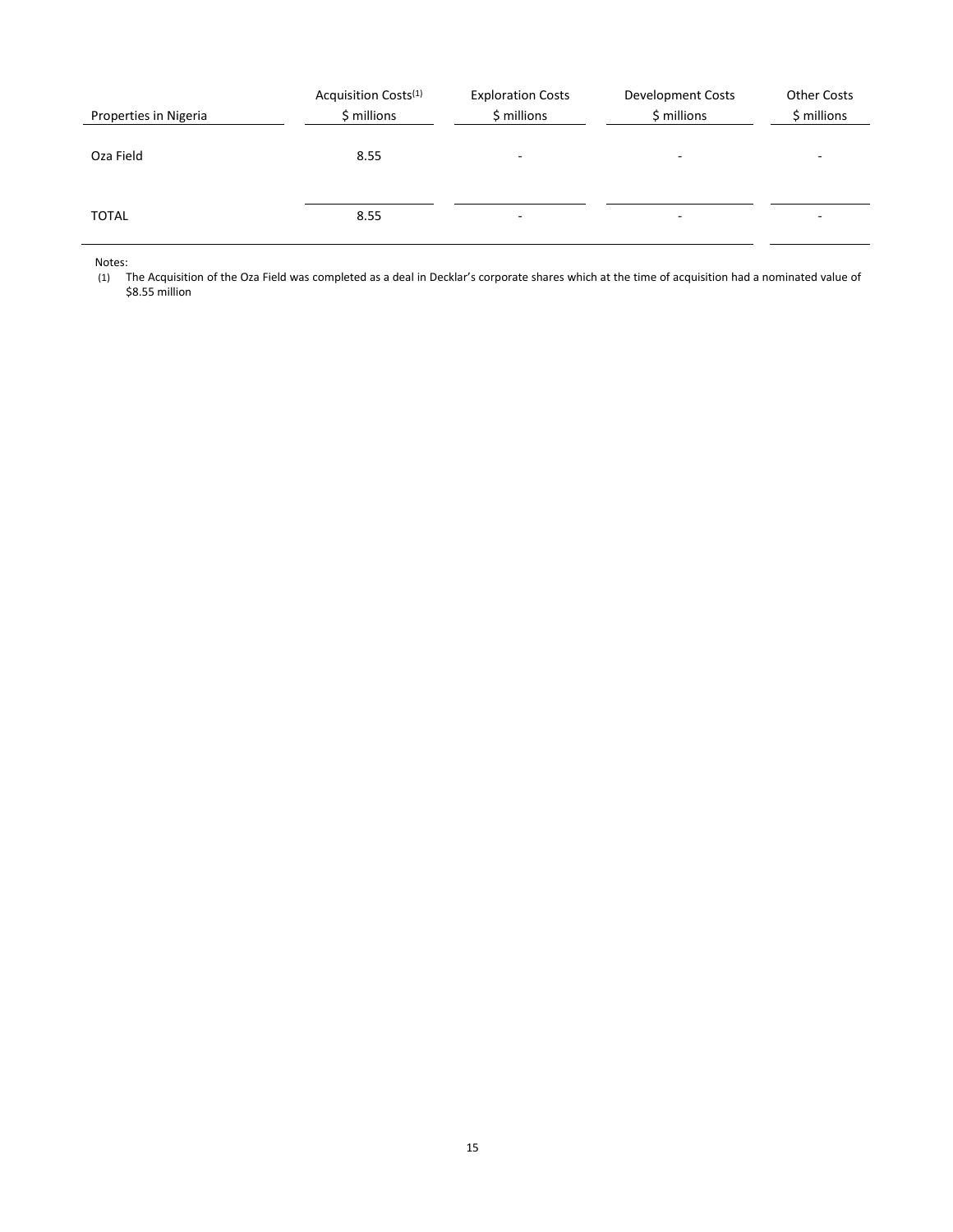| Properties in Nigeria | Acquisition Costs[1] \$ millions | Exploration Costs \$ millions | Development Costs \$ millions | Other Costs \$ millions |
|---|---|---|---|---|
| Oza Field | 8.55 | - | - | - |
| TOTAL | 8.55 | - | - | - |

Notes:

(1) The Acquisition of the Oza Field was completed as a deal in Decklar's corporate shares which at the time of acquisition had a nominated value of \$8.55 million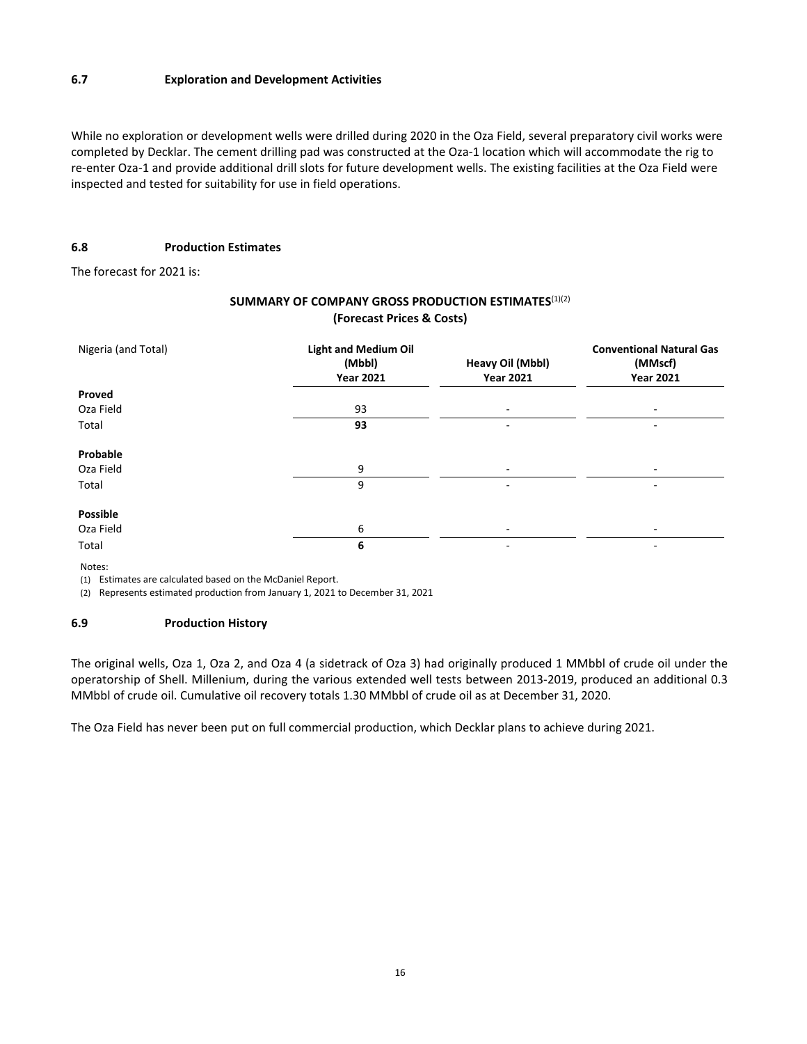### 6.7 Exploration and Development Activities

While no exploration or development wells were drilled during 2020 in the Oza Field, several preparatory civil works were completed by Decklar. The cement drilling pad was constructed at the Oza-1 location which will accommodate the rig to re-enter Oza-1 and provide additional drill slots for future development wells. The existing facilities at the Oza Field were inspected and tested for suitability for use in field operations.

### 6.8 Production Estimates

The forecast for 2021 is:

**SUMMARY OF COMPANY GROSS PRODUCTION ESTIMATES**(1)(2)
**(Forecast Prices & Costs)**

| Nigeria (and Total) | Light and Medium Oil (Mbbl) Year 2021 | Heavy Oil (Mbbl) Year 2021 | Conventional Natural Gas (MMscf) Year 2021 |
|---|---|---|---|
| **Proved** | | | |
| Oza Field | 93 | - | - |
| Total | **93** | - | - |
| **Probable** | | | |
| Oza Field | 9 | - | - |
| Total | 9 | - | - |
| **Possible** | | | |
| Oza Field | 6 | - | - |
| Total | **6** | - | - |

Notes:

(1) Estimates are calculated based on the McDaniel Report.

(2) Represents estimated production from January 1, 2021 to December 31, 2021

### 6.9 Production History

The original wells, Oza 1, Oza 2, and Oza 4 (a sidetrack of Oza 3) had originally produced 1 MMbbl of crude oil under the operatorship of Shell. Millenium, during the various extended well tests between 2013-2019, produced an additional 0.3 MMbbl of crude oil. Cumulative oil recovery totals 1.30 MMbbl of crude oil as at December 31, 2020.

The Oza Field has never been put on full commercial production, which Decklar plans to achieve during 2021.